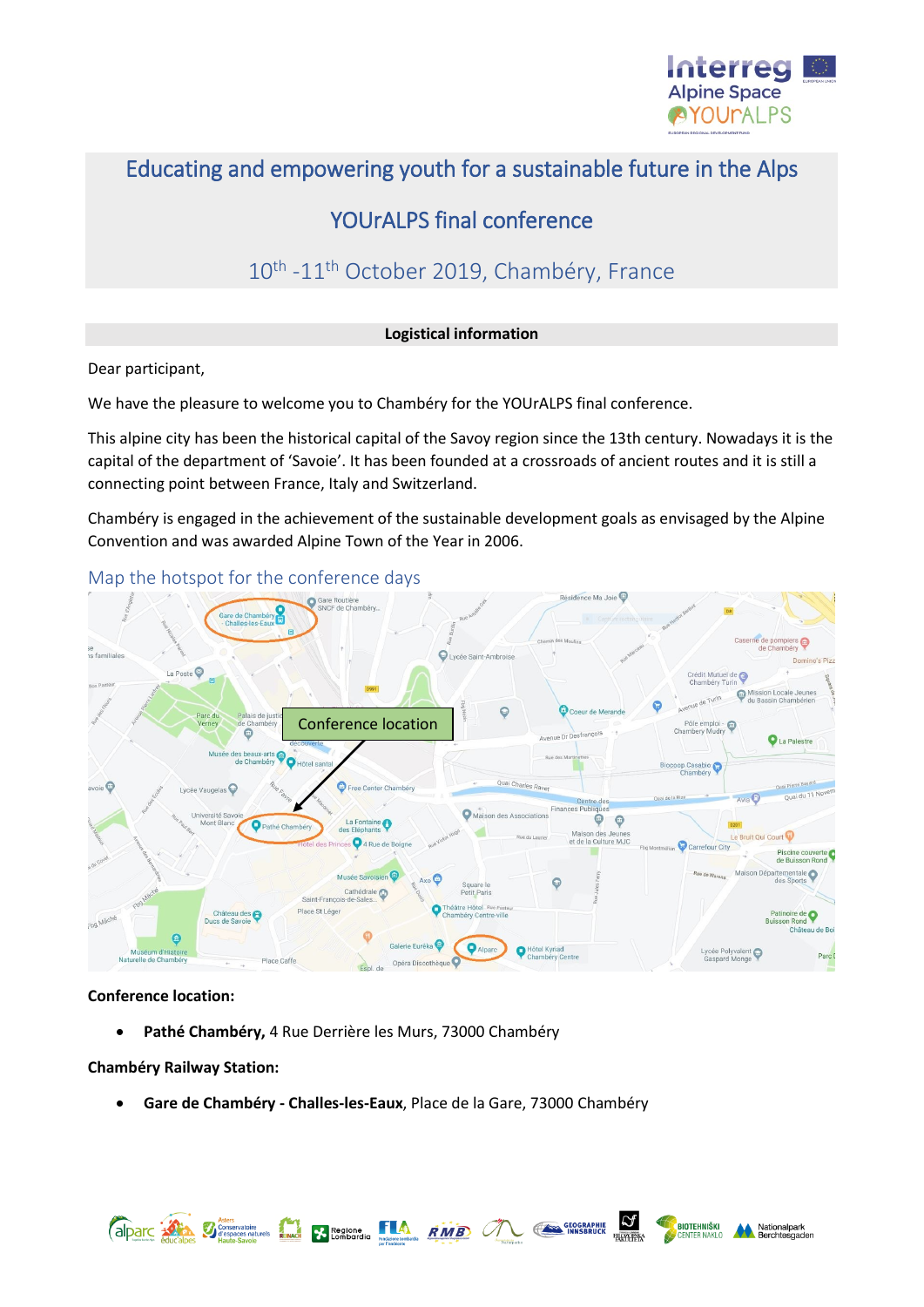# Educating and empowering youth for a sustainable future in the Alps

## YOUrALPS final conference

### 10th -11th October 2019, Chambéry, France

**Logistical information**

Dear participant,

We have the pleasure to welcome you to Chambéry for the YOUrALPS final conference.

This alpine city has been the historical capital of the Savoy region since the 13th century. Nowadays it is the capital of the department of 'Savoie'. It has been founded at a crossroads of ancient routes and it is still a connecting point between France, Italy and Switzerland.

Chambéry is engaged in the achievement of the sustainable development goals as envisaged by the Alpine Convention and was awarded Alpine Town of the Year in 2006.

## Map the hotspot for the conference days

**Conference location:**

- **Pathé Chambéry,** 4 Rue Derrière les Murs, 73000 Chambéry

**Chambéry Railway Station:**

- **Gare de Chambéry - Challes-les-Eaux**, Place de la Gare, 73000 Chambéry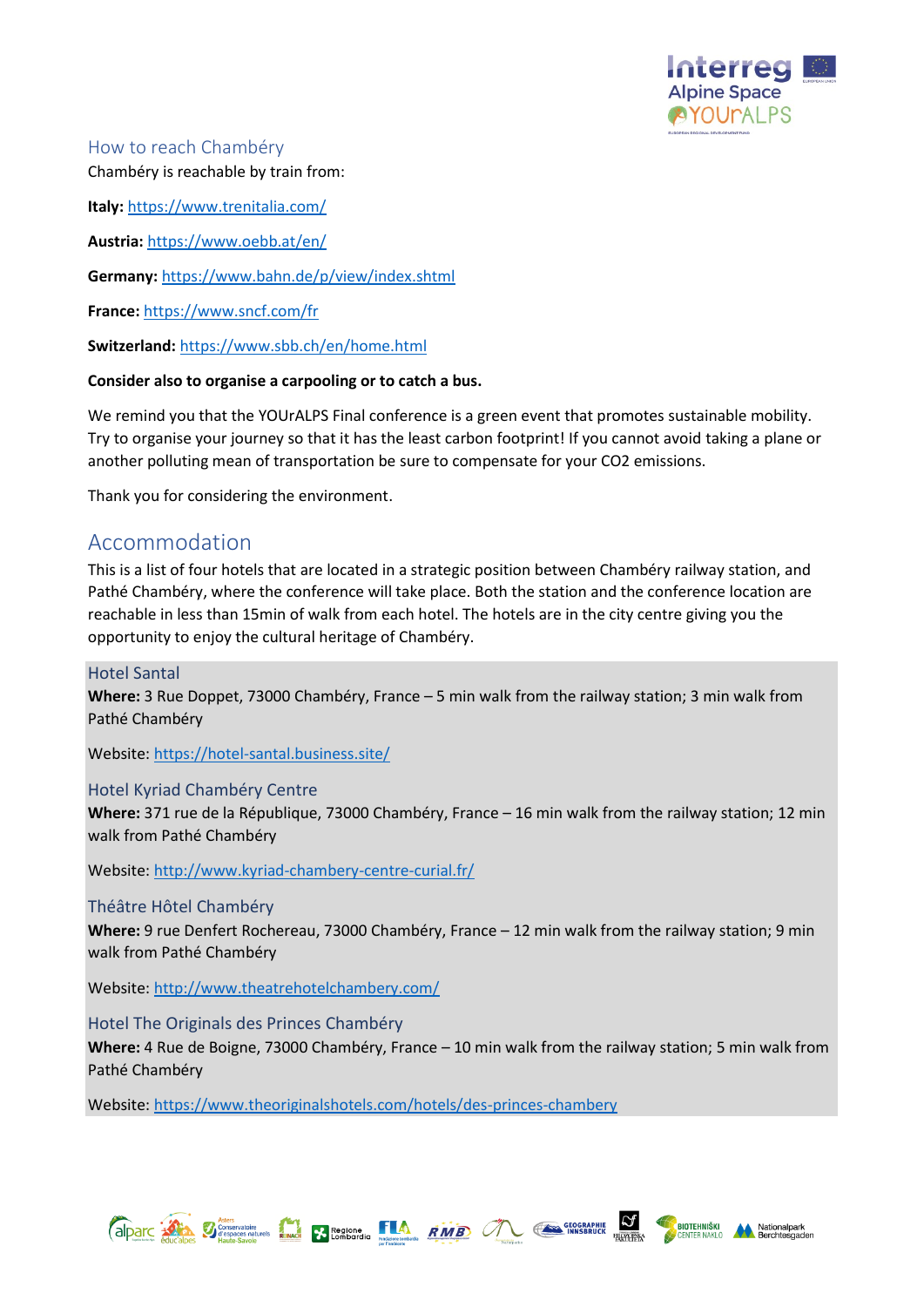## How to reach Chambéry

Chambéry is reachable by train from:

**Italy:** https://www.trenitalia.com/

**Austria:** https://www.oebb.at/en/

**Germany:** https://www.bahn.de/p/view/index.shtml

**France:** https://www.sncf.com/fr

**Switzerland:** https://www.sbb.ch/en/home.html

**Consider also to organise a carpooling or to catch a bus.**

We remind you that the YOUrALPS Final conference is a green event that promotes sustainable mobility. Try to organise your journey so that it has the least carbon footprint! If you cannot avoid taking a plane or another polluting mean of transportation be sure to compensate for your CO2 emissions.

Thank you for considering the environment.

# Accommodation

This is a list of four hotels that are located in a strategic position between Chambéry railway station, and Pathé Chambéry, where the conference will take place. Both the station and the conference location are reachable in less than 15min of walk from each hotel. The hotels are in the city centre giving you the opportunity to enjoy the cultural heritage of Chambéry.

### Hotel Santal

**Where:** 3 Rue Doppet, 73000 Chambéry, France – 5 min walk from the railway station; 3 min walk from Pathé Chambéry

Website: https://hotel-santal.business.site/

### Hotel Kyriad Chambéry Centre

**Where:** 371 rue de la République, 73000 Chambéry, France – 16 min walk from the railway station; 12 min walk from Pathé Chambéry

Website: http://www.kyriad-chambery-centre-curial.fr/

### Théâtre Hôtel Chambéry

**Where:** 9 rue Denfert Rochereau, 73000 Chambéry, France – 12 min walk from the railway station; 9 min walk from Pathé Chambéry

Website: http://www.theatrehotelchambery.com/

### Hotel The Originals des Princes Chambéry

**Where:** 4 Rue de Boigne, 73000 Chambéry, France – 10 min walk from the railway station; 5 min walk from Pathé Chambéry

Website: https://www.theoriginalshotels.com/hotels/des-princes-chambery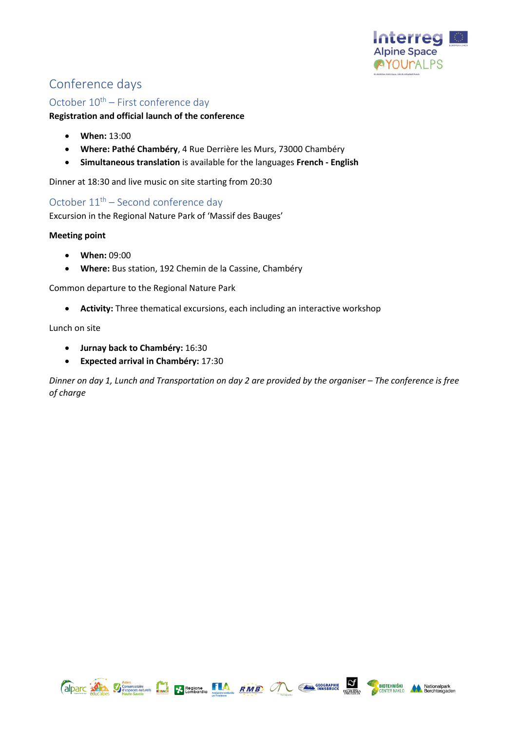# Conference days

## October 10th – First conference day

**Registration and official launch of the conference**

- **When:** 13:00
- **Where: Pathé Chambéry**, 4 Rue Derrière les Murs, 73000 Chambéry
- **Simultaneous translation** is available for the languages **French - English**

Dinner at 18:30 and live music on site starting from 20:30

## October 11th – Second conference day

Excursion in the Regional Nature Park of 'Massif des Bauges'

**Meeting point**

- **When:** 09:00
- **Where:** Bus station, 192 Chemin de la Cassine, Chambéry

Common departure to the Regional Nature Park

- **Activity:** Three thematical excursions, each including an interactive workshop

Lunch on site

- **Jurnay back to Chambéry:** 16:30
- **Expected arrival in Chambéry:** 17:30

*Dinner on day 1, Lunch and Transportation on day 2 are provided by the organiser – The conference is free of charge*